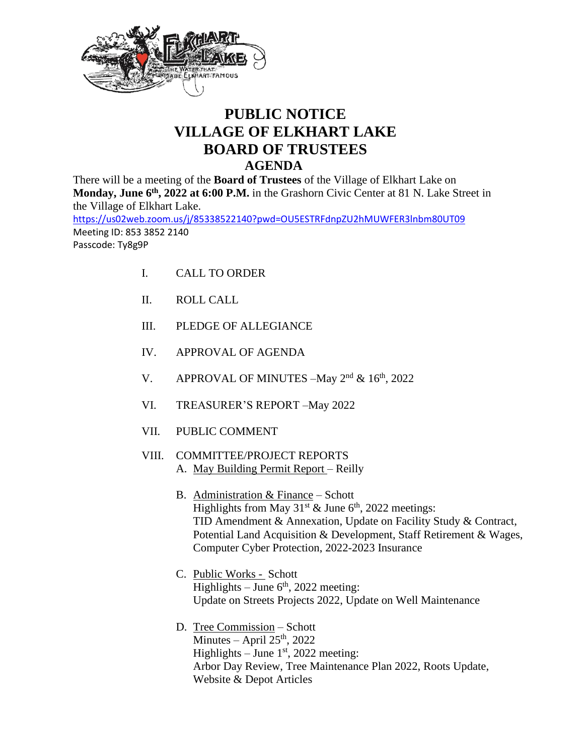# PUBLIC NOTICE
# VILLAGE OF ELKHART LAKE
# BOARD OF TRUSTEES
## AGENDA

There will be a meeting of the **Board of Trustees** of the Village of Elkhart Lake on **Monday, June 6th, 2022 at 6:00 P.M.** in the Grashorn Civic Center at 81 N. Lake Street in the Village of Elkhart Lake.

https://us02web.zoom.us/j/85338522140?pwd=OU5ESTRFdnpZU2hMUWFER3lnbm80UT09
Meeting ID: 853 3852 2140
Passcode: Ty8g9P

I. CALL TO ORDER

II. ROLL CALL

III. PLEDGE OF ALLEGIANCE

IV. APPROVAL OF AGENDA

V. APPROVAL OF MINUTES –May 2nd & 16th, 2022

VI. TREASURER'S REPORT –May 2022

VII. PUBLIC COMMENT

VIII. COMMITTEE/PROJECT REPORTS

A. May Building Permit Report – Reilly

B. Administration & Finance – Schott
Highlights from May 31st & June 6th, 2022 meetings:
TID Amendment & Annexation, Update on Facility Study & Contract, Potential Land Acquisition & Development, Staff Retirement & Wages, Computer Cyber Protection, 2022-2023 Insurance

C. Public Works - Schott
Highlights – June 6th, 2022 meeting:
Update on Streets Projects 2022, Update on Well Maintenance

D. Tree Commission – Schott
Minutes – April 25th, 2022
Highlights – June 1st, 2022 meeting:
Arbor Day Review, Tree Maintenance Plan 2022, Roots Update, Website & Depot Articles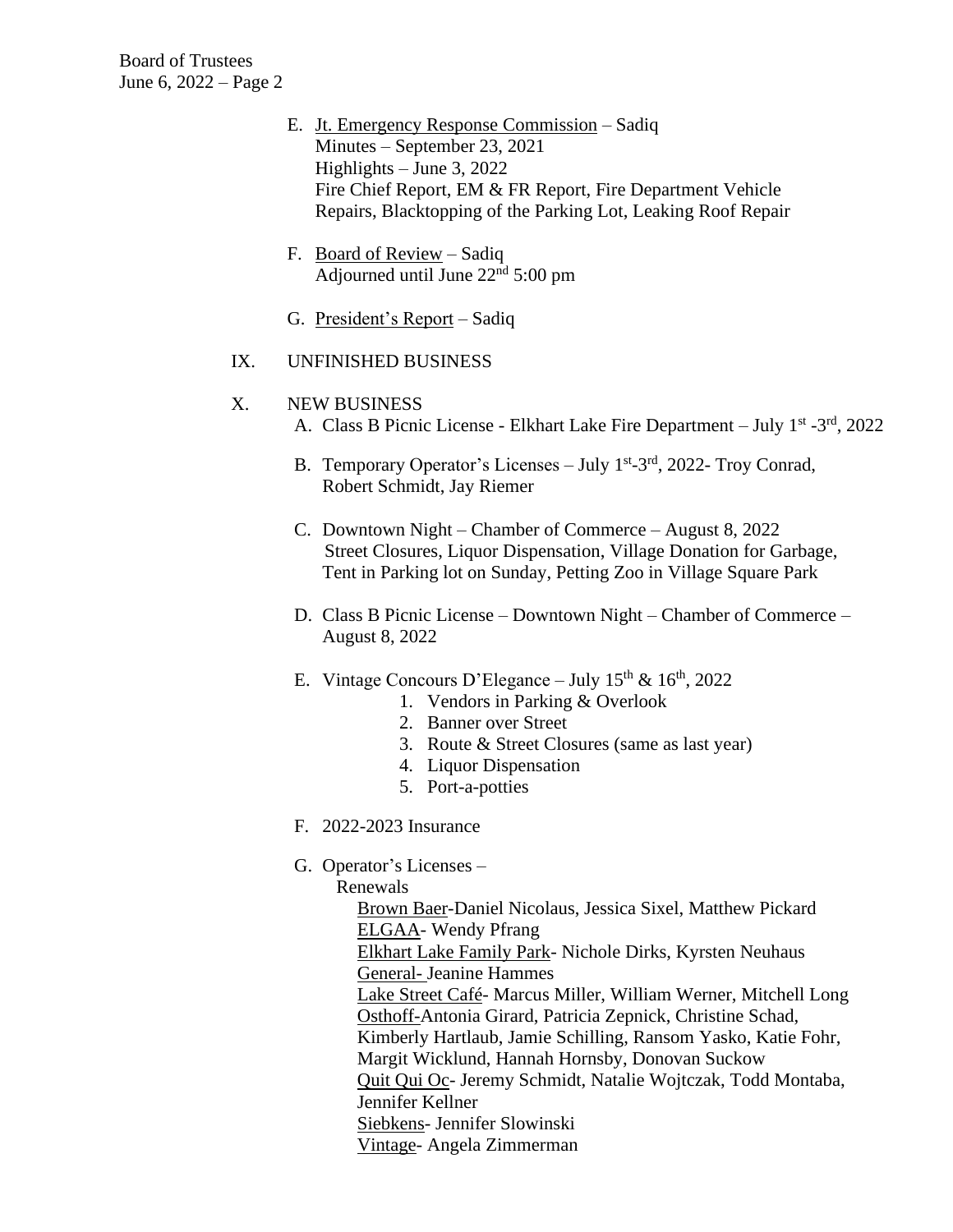E. <u>Jt. Emergency Response Commission</u> – Sadiq
   Minutes – September 23, 2021
   Highlights – June 3, 2022
   Fire Chief Report, EM & FR Report, Fire Department Vehicle Repairs, Blacktopping of the Parking Lot, Leaking Roof Repair

F. <u>Board of Review</u> – Sadiq
   Adjourned until June 22nd 5:00 pm

G. <u>President's Report</u> – Sadiq

IX. UNFINISHED BUSINESS

X. NEW BUSINESS

A. Class B Picnic License - Elkhart Lake Fire Department – July 1st -3rd, 2022

B. Temporary Operator's Licenses – July 1st-3rd, 2022- Troy Conrad, Robert Schmidt, Jay Riemer

C. Downtown Night – Chamber of Commerce – August 8, 2022
   Street Closures, Liquor Dispensation, Village Donation for Garbage, Tent in Parking lot on Sunday, Petting Zoo in Village Square Park

D. Class B Picnic License – Downtown Night – Chamber of Commerce – August 8, 2022

E. Vintage Concours D'Elegance – July 15th & 16th, 2022
   1. Vendors in Parking & Overlook
   2. Banner over Street
   3. Route & Street Closures (same as last year)
   4. Liquor Dispensation
   5. Port-a-potties

F. 2022-2023 Insurance

G. Operator's Licenses –
   Renewals
   <u>Brown Baer</u>-Daniel Nicolaus, Jessica Sixel, Matthew Pickard
   <u>ELGAA</u>- Wendy Pfrang
   <u>Elkhart Lake Family Park</u>- Nichole Dirks, Kyrsten Neuhaus
   <u>General-</u> Jeanine Hammes
   <u>Lake Street Café</u>- Marcus Miller, William Werner, Mitchell Long
   <u>Osthoff-</u>Antonia Girard, Patricia Zepnick, Christine Schad, Kimberly Hartlaub, Jamie Schilling, Ransom Yasko, Katie Fohr, Margit Wicklund, Hannah Hornsby, Donovan Suckow
   <u>Quit Qui Oc</u>- Jeremy Schmidt, Natalie Wojtczak, Todd Montaba, Jennifer Kellner
   <u>Siebkens</u>- Jennifer Slowinski
   <u>Vintage</u>- Angela Zimmerman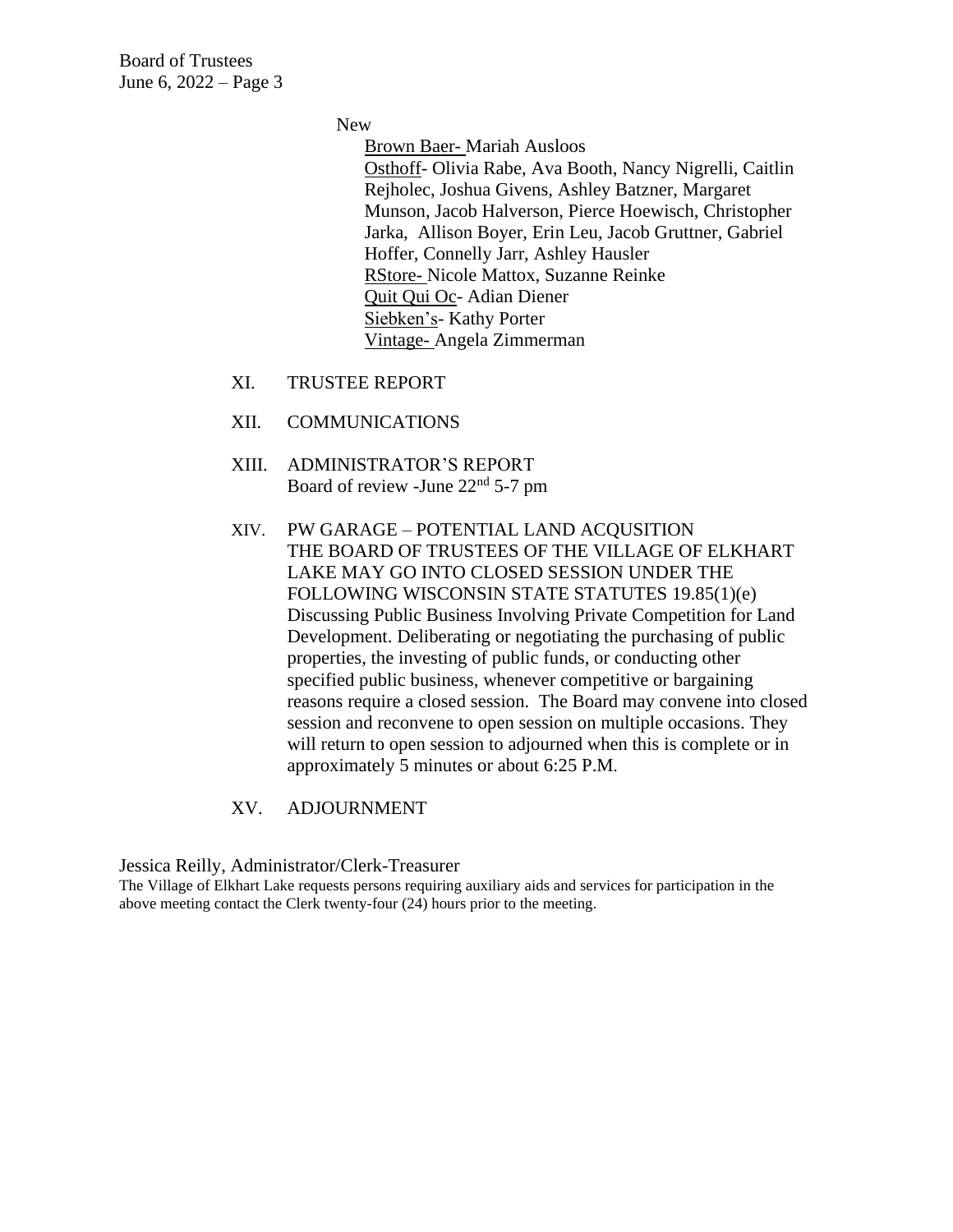New

Brown Baer- Mariah Ausloos
Osthoff- Olivia Rabe, Ava Booth, Nancy Nigrelli, Caitlin Rejholec, Joshua Givens, Ashley Batzner, Margaret Munson, Jacob Halverson, Pierce Hoewisch, Christopher Jarka, Allison Boyer, Erin Leu, Jacob Gruttner, Gabriel Hoffer, Connelly Jarr, Ashley Hausler
RStore- Nicole Mattox, Suzanne Reinke
Quit Qui Oc- Adian Diener
Siebken's- Kathy Porter
Vintage- Angela Zimmerman

XI. TRUSTEE REPORT

XII. COMMUNICATIONS

XIII. ADMINISTRATOR'S REPORT
Board of review -June 22nd 5-7 pm

XIV. PW GARAGE – POTENTIAL LAND ACQUSITION
THE BOARD OF TRUSTEES OF THE VILLAGE OF ELKHART LAKE MAY GO INTO CLOSED SESSION UNDER THE FOLLOWING WISCONSIN STATE STATUTES 19.85(1)(e) Discussing Public Business Involving Private Competition for Land Development. Deliberating or negotiating the purchasing of public properties, the investing of public funds, or conducting other specified public business, whenever competitive or bargaining reasons require a closed session. The Board may convene into closed session and reconvene to open session on multiple occasions. They will return to open session to adjourned when this is complete or in approximately 5 minutes or about 6:25 P.M.

XV. ADJOURNMENT

Jessica Reilly, Administrator/Clerk-Treasurer

The Village of Elkhart Lake requests persons requiring auxiliary aids and services for participation in the above meeting contact the Clerk twenty-four (24) hours prior to the meeting.